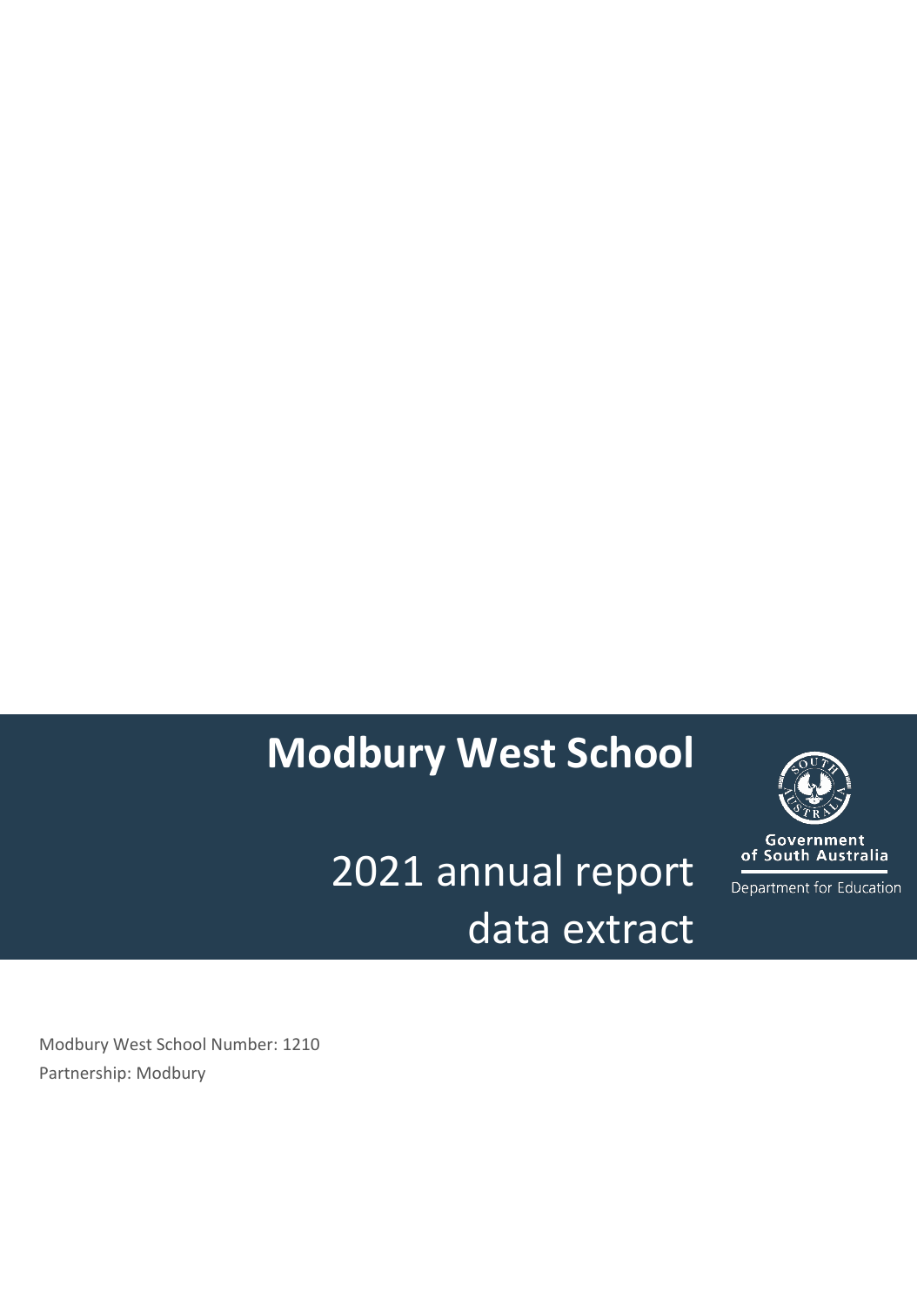# Modbury West School

## 2021 annual report data extract

Government of South Australia

Department for Education

Modbury West School Number: 1210

Partnership: Modbury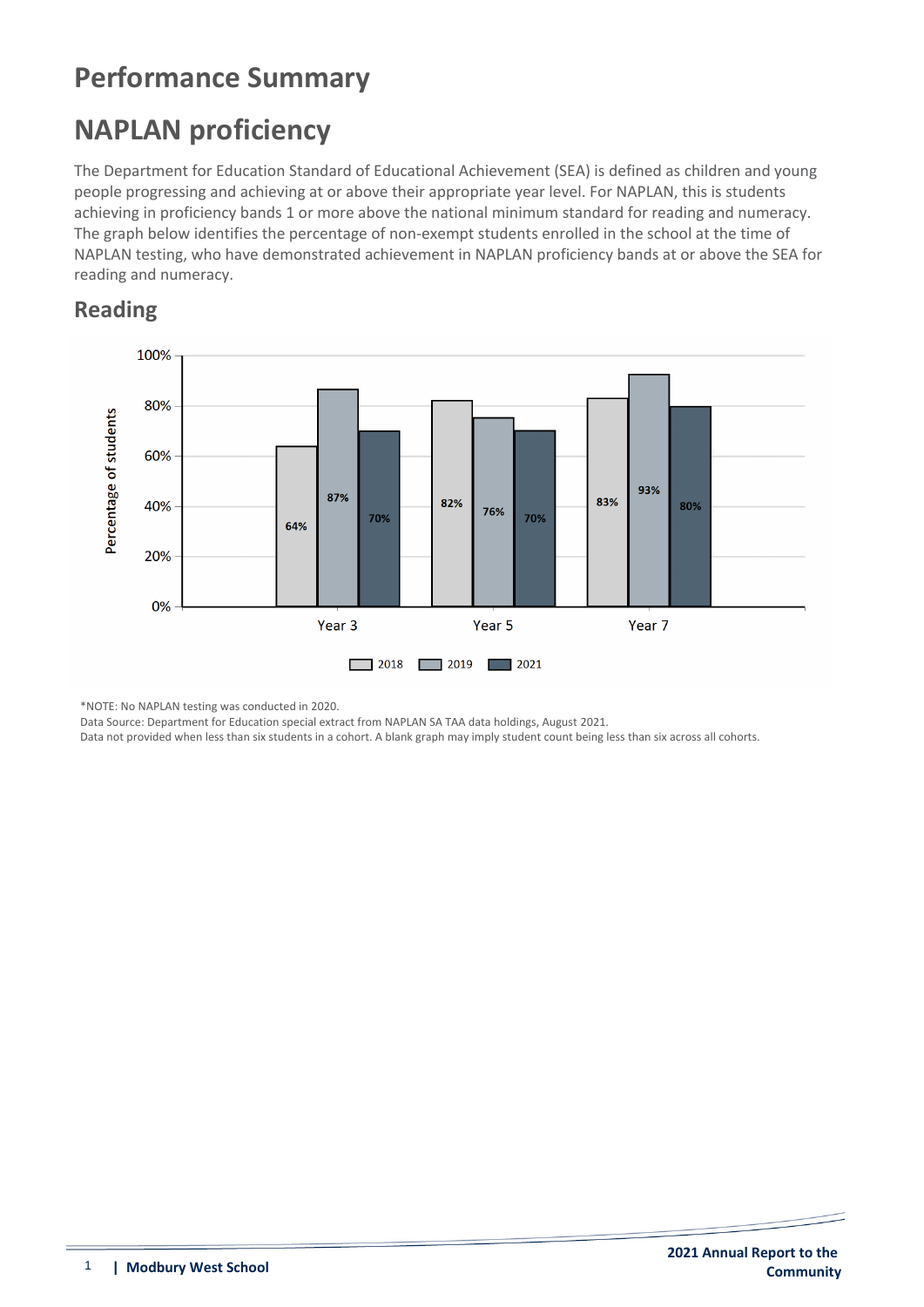# Performance Summary

# NAPLAN proficiency

The Department for Education Standard of Educational Achievement (SEA) is defined as children and young people progressing and achieving at or above their appropriate year level. For NAPLAN, this is students achieving in proficiency bands 1 or more above the national minimum standard for reading and numeracy. The graph below identifies the percentage of non-exempt students enrolled in the school at the time of NAPLAN testing, who have demonstrated achievement in NAPLAN proficiency bands at or above the SEA for reading and numeracy.

## Reading

| | 2018 | 2019 | 2021 |
|---|---|---|---|
| Year 3 | 64% | 87% | 70% |
| Year 5 | 82% | 76% | 70% |
| Year 7 | 83% | 93% | 80% |

*NOTE: No NAPLAN testing was conducted in 2020.

Data Source: Department for Education special extract from NAPLAN SA TAA data holdings, August 2021.

Data not provided when less than six students in a cohort. A blank graph may imply student count being less than six across all cohorts.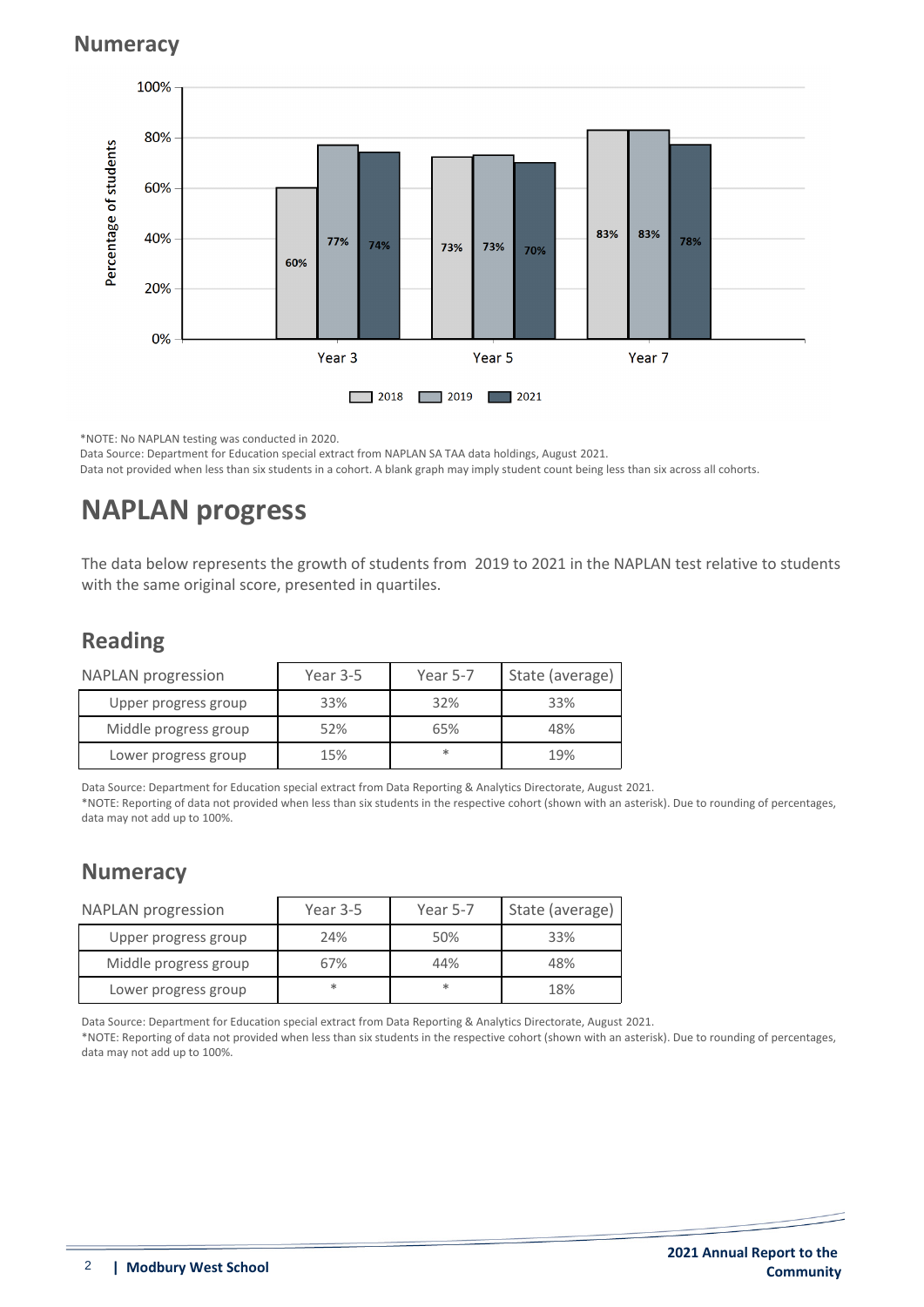## Numeracy

| | 2018 | 2019 | 2021 |
|---|---|---|---|
| Year 3 | 60% | 77% | 74% |
| Year 5 | 73% | 73% | 70% |
| Year 7 | 83% | 83% | 78% |

*NOTE: No NAPLAN testing was conducted in 2020.

Data Source: Department for Education special extract from NAPLAN SA TAA data holdings, August 2021.

Data not provided when less than six students in a cohort. A blank graph may imply student count being less than six across all cohorts.

# NAPLAN progress

The data below represents the growth of students from 2019 to 2021 in the NAPLAN test relative to students with the same original score, presented in quartiles.

## Reading

| NAPLAN progression | Year 3-5 | Year 5-7 | State (average) |
|---|---|---|---|
| Upper progress group | 33% | 32% | 33% |
| Middle progress group | 52% | 65% | 48% |
| Lower progress group | 15% | * | 19% |

Data Source: Department for Education special extract from Data Reporting & Analytics Directorate, August 2021.

*NOTE: Reporting of data not provided when less than six students in the respective cohort (shown with an asterisk). Due to rounding of percentages, data may not add up to 100%.

## Numeracy

| NAPLAN progression | Year 3-5 | Year 5-7 | State (average) |
|---|---|---|---|
| Upper progress group | 24% | 50% | 33% |
| Middle progress group | 67% | 44% | 48% |
| Lower progress group | * | * | 18% |

Data Source: Department for Education special extract from Data Reporting & Analytics Directorate, August 2021.

*NOTE: Reporting of data not provided when less than six students in the respective cohort (shown with an asterisk). Due to rounding of percentages, data may not add up to 100%.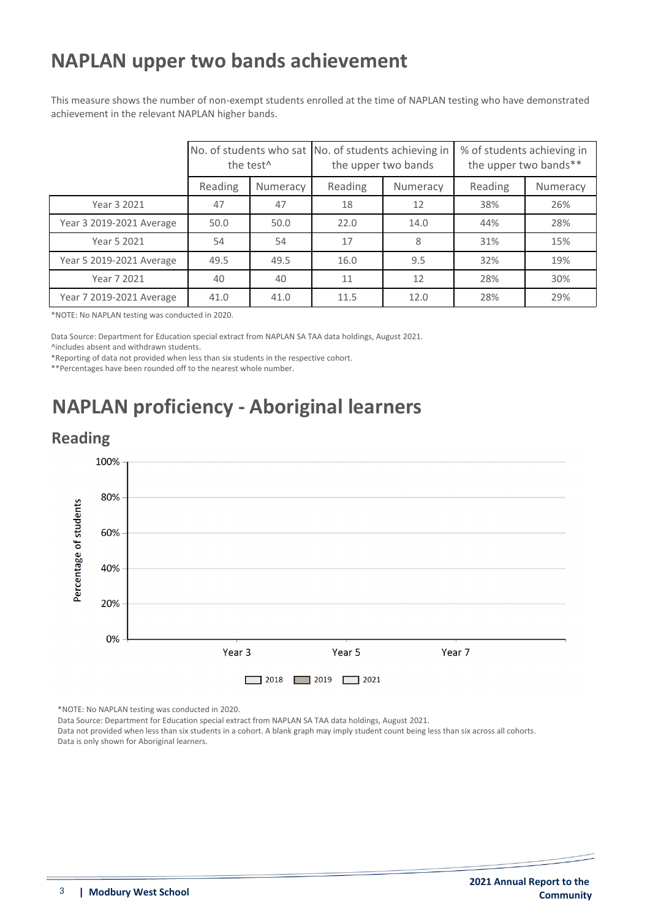# NAPLAN upper two bands achievement

This measure shows the number of non-exempt students enrolled at the time of NAPLAN testing who have demonstrated achievement in the relevant NAPLAN higher bands.

| | No. of students who sat the test^ | | No. of students achieving in the upper two bands | | % of students achieving in the upper two bands** | |
|---|---|---|---|---|---|---|
| | Reading | Numeracy | Reading | Numeracy | Reading | Numeracy |
| Year 3 2021 | 47 | 47 | 18 | 12 | 38% | 26% |
| Year 3 2019-2021 Average | 50.0 | 50.0 | 22.0 | 14.0 | 44% | 28% |
| Year 5 2021 | 54 | 54 | 17 | 8 | 31% | 15% |
| Year 5 2019-2021 Average | 49.5 | 49.5 | 16.0 | 9.5 | 32% | 19% |
| Year 7 2021 | 40 | 40 | 11 | 12 | 28% | 30% |
| Year 7 2019-2021 Average | 41.0 | 41.0 | 11.5 | 12.0 | 28% | 29% |

*NOTE: No NAPLAN testing was conducted in 2020.

Data Source: Department for Education special extract from NAPLAN SA TAA data holdings, August 2021.
^includes absent and withdrawn students.
*Reporting of data not provided when less than six students in the respective cohort.
**Percentages have been rounded off to the nearest whole number.

# NAPLAN proficiency - Aboriginal learners

## Reading

Percentage of students: 100%, 80%, 60%, 40%, 20%, 0%

Year 3 | Year 5 | Year 7

2018 | 2019 | 2021

*NOTE: No NAPLAN testing was conducted in 2020.
Data Source: Department for Education special extract from NAPLAN SA TAA data holdings, August 2021.
Data not provided when less than six students in a cohort. A blank graph may imply student count being less than six across all cohorts.
Data is only shown for Aboriginal learners.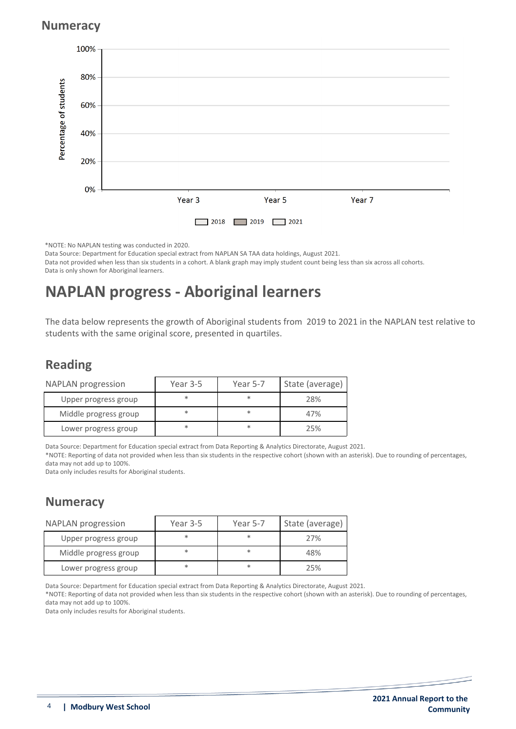## Numeracy

*NOTE: No NAPLAN testing was conducted in 2020.
Data Source: Department for Education special extract from NAPLAN SA TAA data holdings, August 2021.
Data not provided when less than six students in a cohort. A blank graph may imply student count being less than six across all cohorts.
Data is only shown for Aboriginal learners.

# NAPLAN progress - Aboriginal learners

The data below represents the growth of Aboriginal students from 2019 to 2021 in the NAPLAN test relative to students with the same original score, presented in quartiles.

## Reading

| NAPLAN progression | Year 3-5 | Year 5-7 | State (average) |
|---|---|---|---|
| Upper progress group | * | * | 28% |
| Middle progress group | * | * | 47% |
| Lower progress group | * | * | 25% |

Data Source: Department for Education special extract from Data Reporting & Analytics Directorate, August 2021.
*NOTE: Reporting of data not provided when less than six students in the respective cohort (shown with an asterisk). Due to rounding of percentages, data may not add up to 100%.
Data only includes results for Aboriginal students.

## Numeracy

| NAPLAN progression | Year 3-5 | Year 5-7 | State (average) |
|---|---|---|---|
| Upper progress group | * | * | 27% |
| Middle progress group | * | * | 48% |
| Lower progress group | * | * | 25% |

Data Source: Department for Education special extract from Data Reporting & Analytics Directorate, August 2021.
*NOTE: Reporting of data not provided when less than six students in the respective cohort (shown with an asterisk). Due to rounding of percentages, data may not add up to 100%.
Data only includes results for Aboriginal students.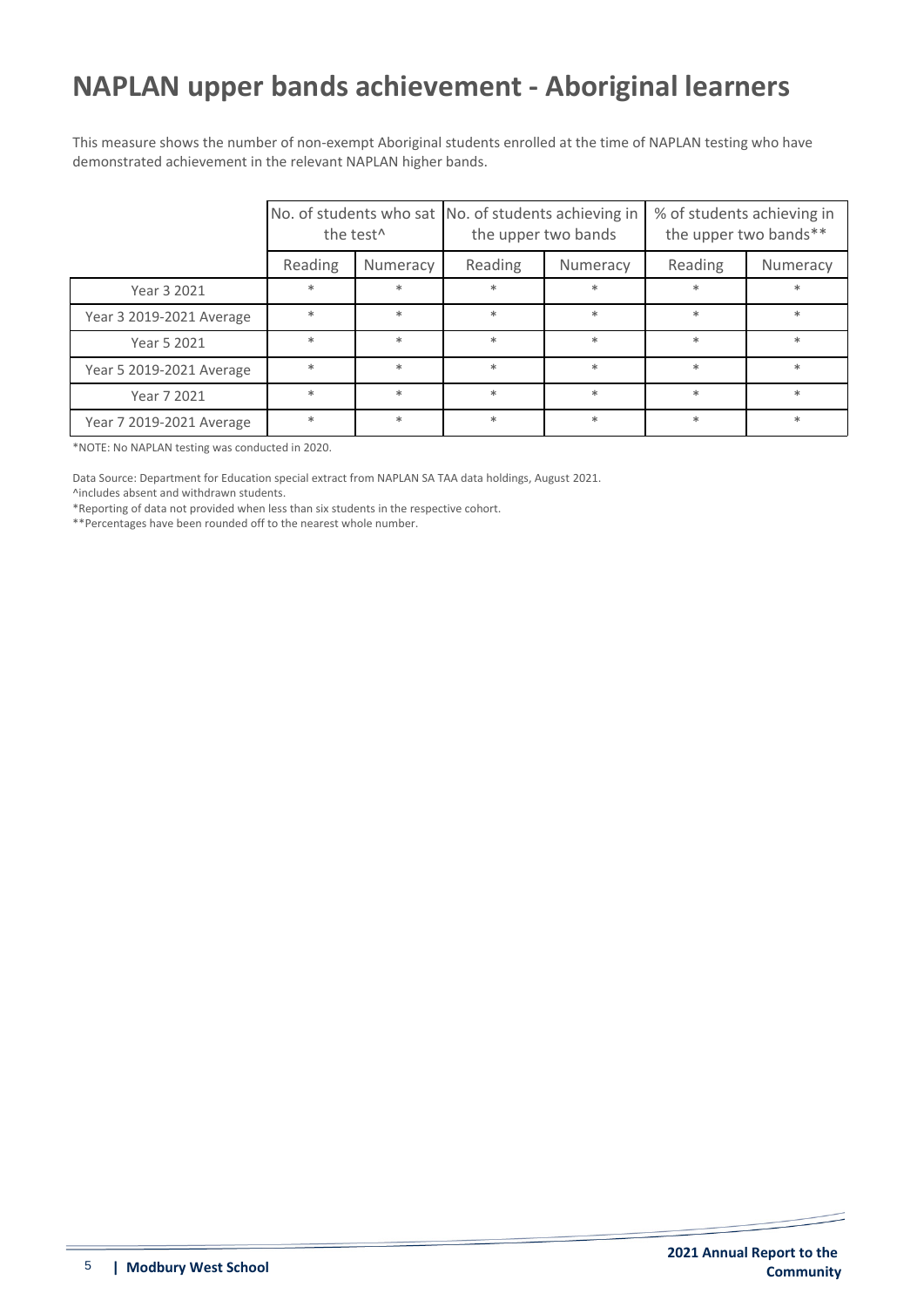# NAPLAN upper bands achievement - Aboriginal learners

This measure shows the number of non-exempt Aboriginal students enrolled at the time of NAPLAN testing who have demonstrated achievement in the relevant NAPLAN higher bands.

| | No. of students who sat the test^ | | No. of students achieving in the upper two bands | | % of students achieving in the upper two bands** | |
|---|---|---|---|---|---|---|
| | Reading | Numeracy | Reading | Numeracy | Reading | Numeracy |
| Year 3 2021 | * | * | * | * | * | * |
| Year 3 2019-2021 Average | * | * | * | * | * | * |
| Year 5 2021 | * | * | * | * | * | * |
| Year 5 2019-2021 Average | * | * | * | * | * | * |
| Year 7 2021 | * | * | * | * | * | * |
| Year 7 2019-2021 Average | * | * | * | * | * | * |

*NOTE: No NAPLAN testing was conducted in 2020.

Data Source: Department for Education special extract from NAPLAN SA TAA data holdings, August 2021.
^includes absent and withdrawn students.
*Reporting of data not provided when less than six students in the respective cohort.
**Percentages have been rounded off to the nearest whole number.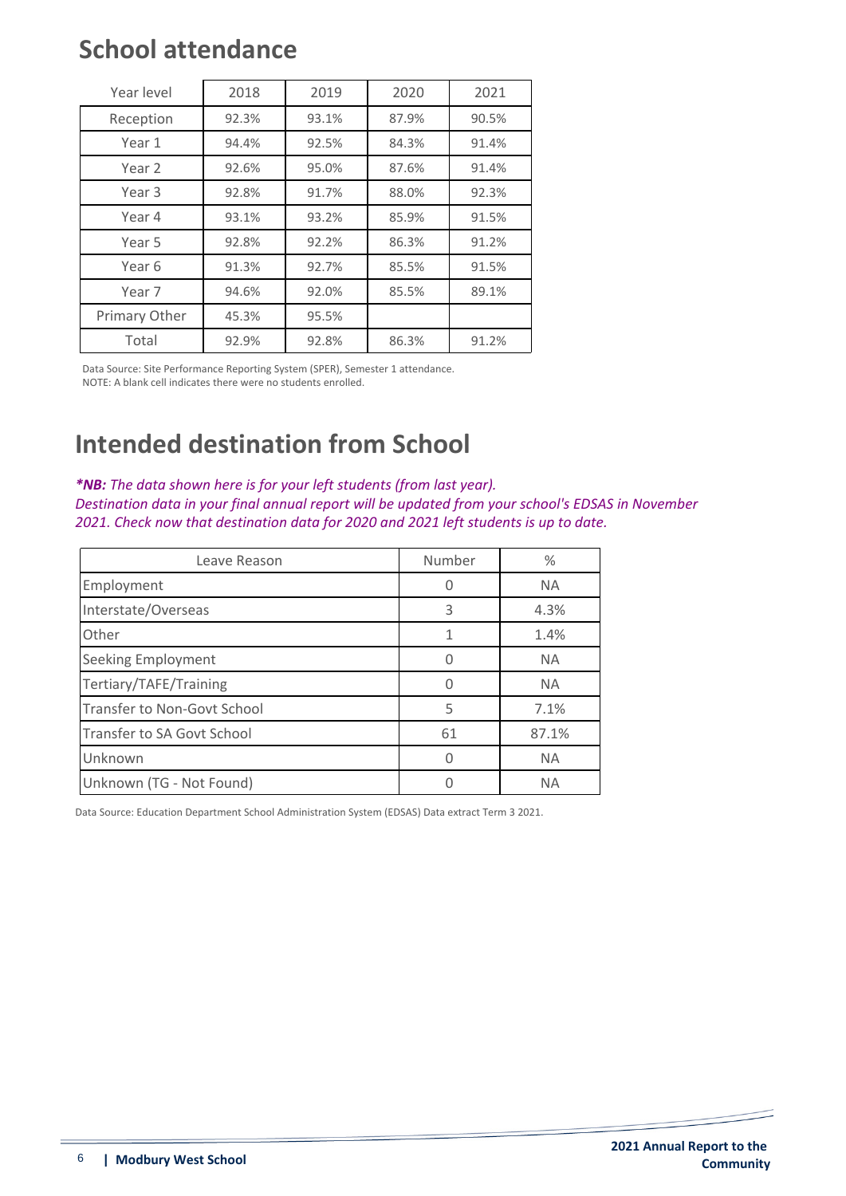# School attendance

| Year level | 2018 | 2019 | 2020 | 2021 |
|---|---|---|---|---|
| Reception | 92.3% | 93.1% | 87.9% | 90.5% |
| Year 1 | 94.4% | 92.5% | 84.3% | 91.4% |
| Year 2 | 92.6% | 95.0% | 87.6% | 91.4% |
| Year 3 | 92.8% | 91.7% | 88.0% | 92.3% |
| Year 4 | 93.1% | 93.2% | 85.9% | 91.5% |
| Year 5 | 92.8% | 92.2% | 86.3% | 91.2% |
| Year 6 | 91.3% | 92.7% | 85.5% | 91.5% |
| Year 7 | 94.6% | 92.0% | 85.5% | 89.1% |
| Primary Other | 45.3% | 95.5% | | |
| Total | 92.9% | 92.8% | 86.3% | 91.2% |

Data Source: Site Performance Reporting System (SPER), Semester 1 attendance.
NOTE: A blank cell indicates there were no students enrolled.

# Intended destination from School

***NB:** The data shown here is for your left students (from last year).*
*Destination data in your final annual report will be updated from your school's EDSAS in November 2021. Check now that destination data for 2020 and 2021 left students is up to date.*

| Leave Reason | Number | % |
|---|---|---|
| Employment | 0 | NA |
| Interstate/Overseas | 3 | 4.3% |
| Other | 1 | 1.4% |
| Seeking Employment | 0 | NA |
| Tertiary/TAFE/Training | 0 | NA |
| Transfer to Non-Govt School | 5 | 7.1% |
| Transfer to SA Govt School | 61 | 87.1% |
| Unknown | 0 | NA |
| Unknown (TG - Not Found) | 0 | NA |

Data Source: Education Department School Administration System (EDSAS) Data extract Term 3 2021.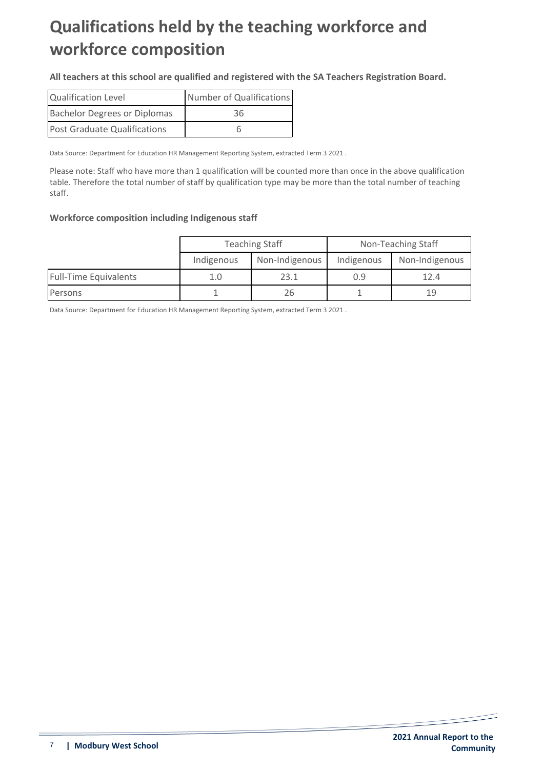# Qualifications held by the teaching workforce and workforce composition

**All teachers at this school are qualified and registered with the SA Teachers Registration Board.**

| Qualification Level | Number of Qualifications |
|---|---|
| Bachelor Degrees or Diplomas | 36 |
| Post Graduate Qualifications | 6 |

Data Source: Department for Education HR Management Reporting System, extracted Term 3 2021 .

Please note: Staff who have more than 1 qualification will be counted more than once in the above qualification table. Therefore the total number of staff by qualification type may be more than the total number of teaching staff.

**Workforce composition including Indigenous staff**

| | Teaching Staff | | Non-Teaching Staff | |
|---|---|---|---|---|
| | Indigenous | Non-Indigenous | Indigenous | Non-Indigenous |
| Full-Time Equivalents | 1.0 | 23.1 | 0.9 | 12.4 |
| Persons | 1 | 26 | 1 | 19 |

Data Source: Department for Education HR Management Reporting System, extracted Term 3 2021 .